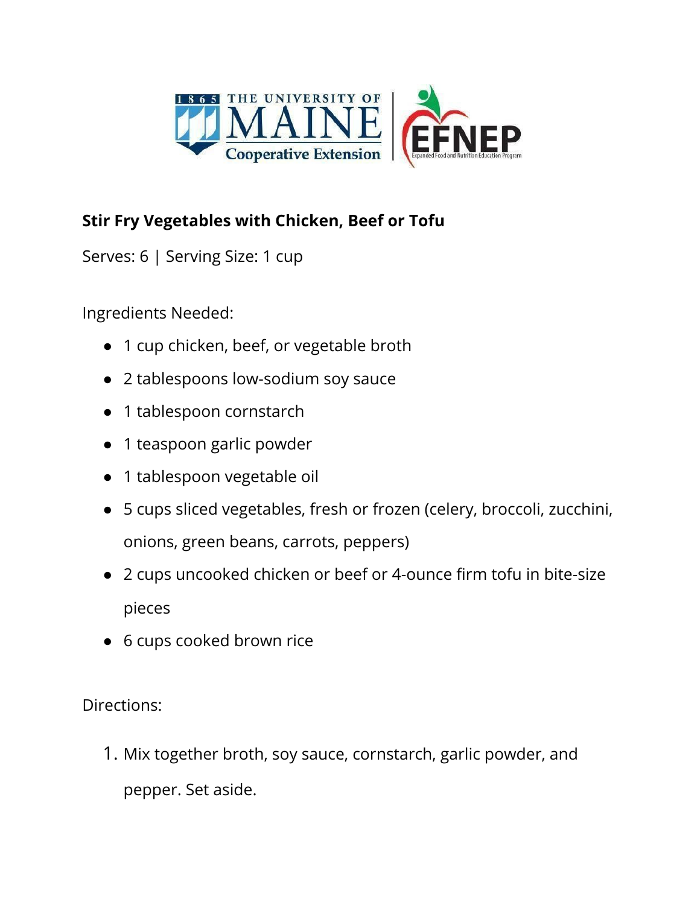**Stir Fry Vegetables with Chicken, Beef or Tofu**

Serves: 6 | Serving Size: 1 cup

Ingredients Needed:

- 1 cup chicken, beef, or vegetable broth
- 2 tablespoons low-sodium soy sauce
- 1 tablespoon cornstarch
- 1 teaspoon garlic powder
- 1 tablespoon vegetable oil
- 5 cups sliced vegetables, fresh or frozen (celery, broccoli, zucchini, onions, green beans, carrots, peppers)
- 2 cups uncooked chicken or beef or 4-ounce firm tofu in bite-size pieces
- 6 cups cooked brown rice

Directions:

1. Mix together broth, soy sauce, cornstarch, garlic powder, and pepper. Set aside.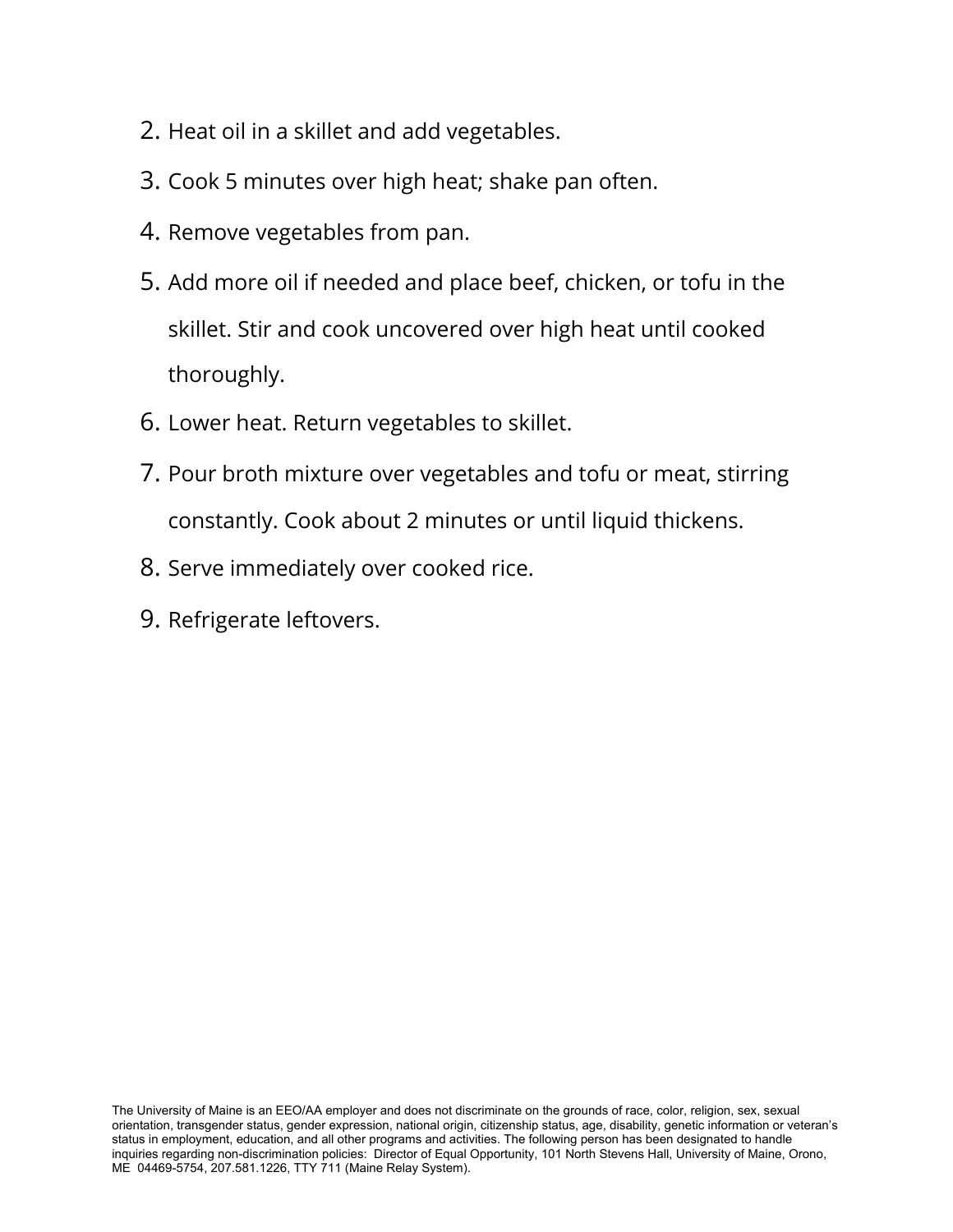2. Heat oil in a skillet and add vegetables.
3. Cook 5 minutes over high heat; shake pan often.
4. Remove vegetables from pan.
5. Add more oil if needed and place beef, chicken, or tofu in the skillet. Stir and cook uncovered over high heat until cooked thoroughly.
6. Lower heat. Return vegetables to skillet.
7. Pour broth mixture over vegetables and tofu or meat, stirring constantly. Cook about 2 minutes or until liquid thickens.
8. Serve immediately over cooked rice.
9. Refrigerate leftovers.

The University of Maine is an EEO/AA employer and does not discriminate on the grounds of race, color, religion, sex, sexual orientation, transgender status, gender expression, national origin, citizenship status, age, disability, genetic information or veteran's status in employment, education, and all other programs and activities. The following person has been designated to handle inquiries regarding non-discrimination policies: Director of Equal Opportunity, 101 North Stevens Hall, University of Maine, Orono, ME 04469-5754, 207.581.1226, TTY 711 (Maine Relay System).